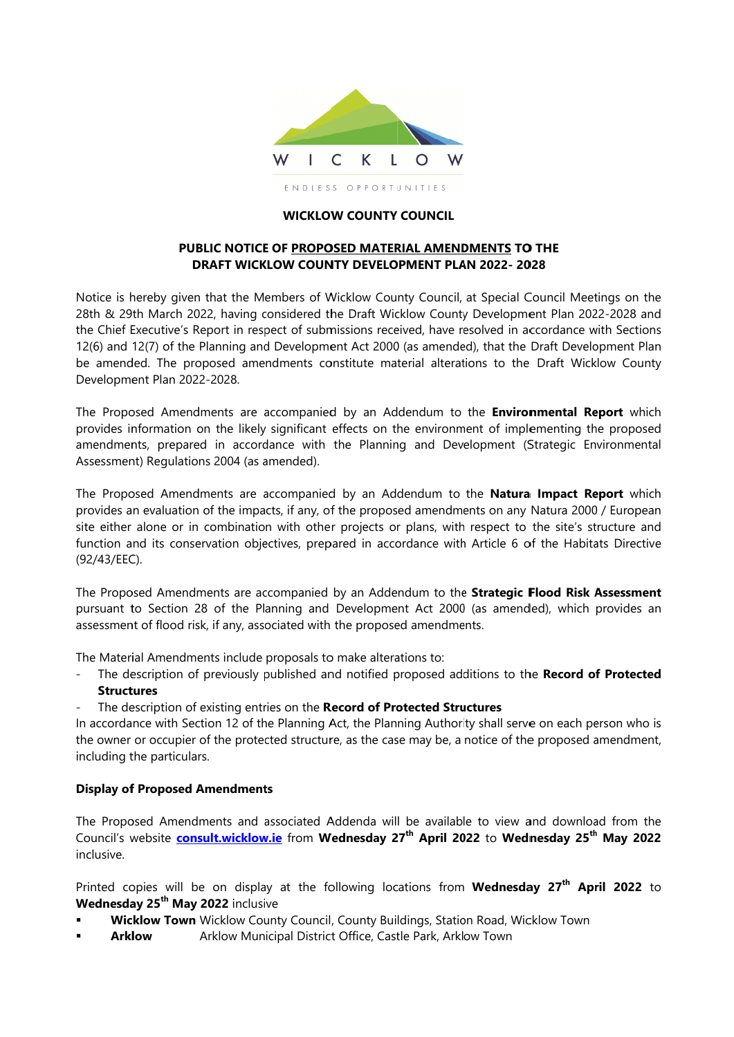WICKLOW

ENDLESS OPPORTUNITIES

**WICKLOW COUNTY COUNCIL**

**PUBLIC NOTICE OF PROPOSED MATERIAL AMENDMENTS TO THE DRAFT WICKLOW COUNTY DEVELOPMENT PLAN 2022- 2028**

Notice is hereby given that the Members of Wicklow County Council, at Special Council Meetings on the 28th & 29th March 2022, having considered the Draft Wicklow County Development Plan 2022-2028 and the Chief Executive's Report in respect of submissions received, have resolved in accordance with Sections 12(6) and 12(7) of the Planning and Development Act 2000 (as amended), that the Draft Development Plan be amended. The proposed amendments constitute material alterations to the Draft Wicklow County Development Plan 2022-2028.

The Proposed Amendments are accompanied by an Addendum to the **Environmental Report** which provides information on the likely significant effects on the environment of implementing the proposed amendments, prepared in accordance with the Planning and Development (Strategic Environmental Assessment) Regulations 2004 (as amended).

The Proposed Amendments are accompanied by an Addendum to the **Natura Impact Report** which provides an evaluation of the impacts, if any, of the proposed amendments on any Natura 2000 / European site either alone or in combination with other projects or plans, with respect to the site's structure and function and its conservation objectives, prepared in accordance with Article 6 of the Habitats Directive (92/43/EEC).

The Proposed Amendments are accompanied by an Addendum to the **Strategic Flood Risk Assessment** pursuant to Section 28 of the Planning and Development Act 2000 (as amended), which provides an assessment of flood risk, if any, associated with the proposed amendments.

The Material Amendments include proposals to make alterations to:

- The description of previously published and notified proposed additions to the **Record of Protected Structures**
- The description of existing entries on the **Record of Protected Structures**

In accordance with Section 12 of the Planning Act, the Planning Authority shall serve on each person who is the owner or occupier of the protected structure, as the case may be, a notice of the proposed amendment, including the particulars.

**Display of Proposed Amendments**

The Proposed Amendments and associated Addenda will be available to view and download from the Council's website **consult.wicklow.ie** from **Wednesday 27th April 2022** to **Wednesday 25th May 2022** inclusive.

Printed copies will be on display at the following locations from **Wednesday 27th April 2022** to **Wednesday 25th May 2022** inclusive

- **Wicklow Town** Wicklow County Council, County Buildings, Station Road, Wicklow Town
- **Arklow** Arklow Municipal District Office, Castle Park, Arklow Town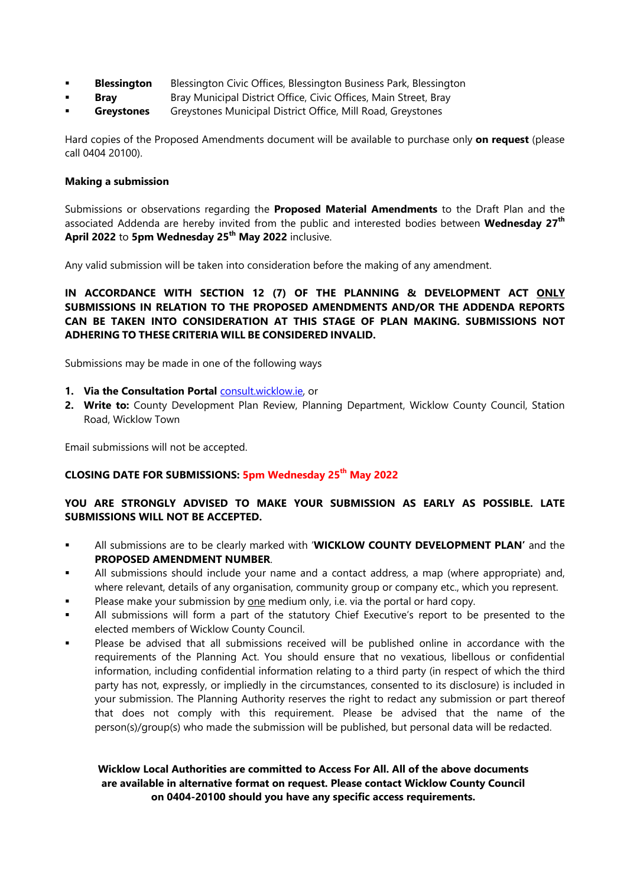- **Blessington** Blessington Civic Offices, Blessington Business Park, Blessington
- **Bray** Bray Municipal District Office, Civic Offices, Main Street, Bray
- **Greystones** Greystones Municipal District Office, Mill Road, Greystones

Hard copies of the Proposed Amendments document will be available to purchase only **on request** (please call 0404 20100).

**Making a submission**

Submissions or observations regarding the **Proposed Material Amendments** to the Draft Plan and the associated Addenda are hereby invited from the public and interested bodies between **Wednesday 27th April 2022** to **5pm Wednesday 25th May 2022** inclusive.

Any valid submission will be taken into consideration before the making of any amendment.

**IN ACCORDANCE WITH SECTION 12 (7) OF THE PLANNING & DEVELOPMENT ACT <u>ONLY</u> SUBMISSIONS IN RELATION TO THE PROPOSED AMENDMENTS AND/OR THE ADDENDA REPORTS CAN BE TAKEN INTO CONSIDERATION AT THIS STAGE OF PLAN MAKING. SUBMISSIONS NOT ADHERING TO THESE CRITERIA WILL BE CONSIDERED INVALID.**

Submissions may be made in one of the following ways

1. **Via the Consultation Portal** consult.wicklow.ie, or
2. **Write to:** County Development Plan Review, Planning Department, Wicklow County Council, Station Road, Wicklow Town

Email submissions will not be accepted.

**CLOSING DATE FOR SUBMISSIONS: 5pm Wednesday 25th May 2022**

**YOU ARE STRONGLY ADVISED TO MAKE YOUR SUBMISSION AS EARLY AS POSSIBLE. LATE SUBMISSIONS WILL NOT BE ACCEPTED.**

- All submissions are to be clearly marked with '**WICKLOW COUNTY DEVELOPMENT PLAN'** and the **PROPOSED AMENDMENT NUMBER**.
- All submissions should include your name and a contact address, a map (where appropriate) and, where relevant, details of any organisation, community group or company etc., which you represent.
- Please make your submission by <u>one</u> medium only, i.e. via the portal or hard copy.
- All submissions will form a part of the statutory Chief Executive's report to be presented to the elected members of Wicklow County Council.
- Please be advised that all submissions received will be published online in accordance with the requirements of the Planning Act. You should ensure that no vexatious, libellous or confidential information, including confidential information relating to a third party (in respect of which the third party has not, expressly, or impliedly in the circumstances, consented to its disclosure) is included in your submission. The Planning Authority reserves the right to redact any submission or part thereof that does not comply with this requirement. Please be advised that the name of the person(s)/group(s) who made the submission will be published, but personal data will be redacted.

**Wicklow Local Authorities are committed to Access For All. All of the above documents are available in alternative format on request. Please contact Wicklow County Council on 0404-20100 should you have any specific access requirements.**